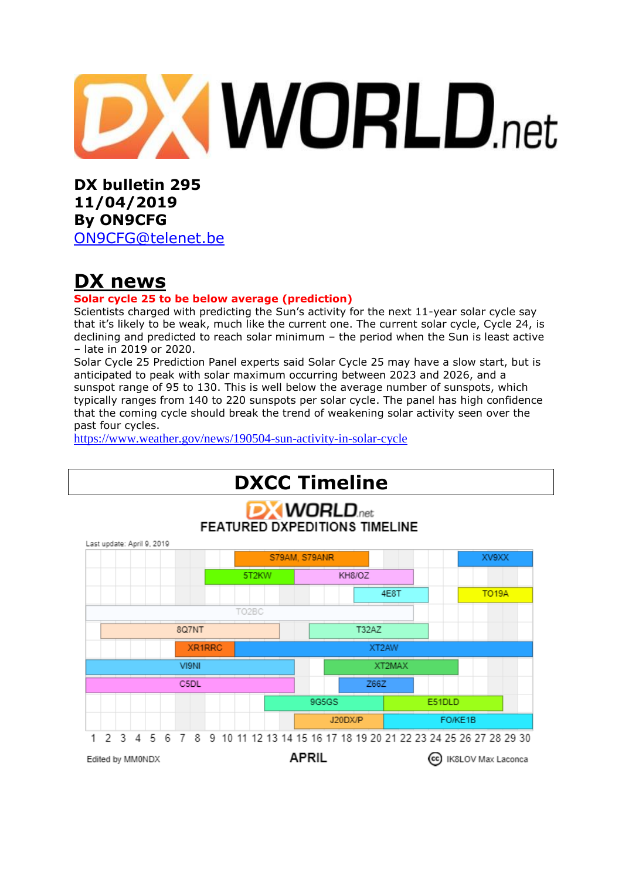# DX WORLD.net

**DX bulletin 295**
**11/04/2019**
**By ON9CFG**
ON9CFG@telenet.be

## DX news

**Solar cycle 25 to be below average (prediction)**

Scientists charged with predicting the Sun's activity for the next 11-year solar cycle say that it's likely to be weak, much like the current one. The current solar cycle, Cycle 24, is declining and predicted to reach solar minimum – the period when the Sun is least active – late in 2019 or 2020.
Solar Cycle 25 Prediction Panel experts said Solar Cycle 25 may have a slow start, but is anticipated to peak with solar maximum occurring between 2023 and 2026, and a sunspot range of 95 to 130. This is well below the average number of sunspots, which typically ranges from 140 to 220 sunspots per solar cycle. The panel has high confidence that the coming cycle should break the trend of weakening solar activity seen over the past four cycles.
https://www.weather.gov/news/190504-sun-activity-in-solar-cycle

## DXCC Timeline

DX WORLD.net
FEATURED DXPEDITIONS TIMELINE

Last update: April 9, 2019

| Callsign | Approx. dates (April) |
| --- | --- |
| S79AM, S79ANR | 11–20 |
| XV9XX | 26–30 |
| 5T2KW | 9–14 |
| KH8/OZ | 15–22 |
| 4E8T | 19–23 |
| TO19A | 26–30 |
| TO2BC | 1–22 |
| 8Q7NT | 2–13 |
| T32AZ | 16–23 |
| XR1RRC | 7–10 |
| XT2AW | 11–30 |
| VI9NI | 1–14 |
| XT2MAX | 17–25 |
| C5DL | 1–14 |
| Z66Z | 18–22 |
| 9G5GS | 13–20 |
| E51DLD | 21–28 |
| J20DX/P | 15–20 |
| FO/KE1B | 21–30 |

Edited by MM0NDX — APRIL — IK8LOV Max Laconca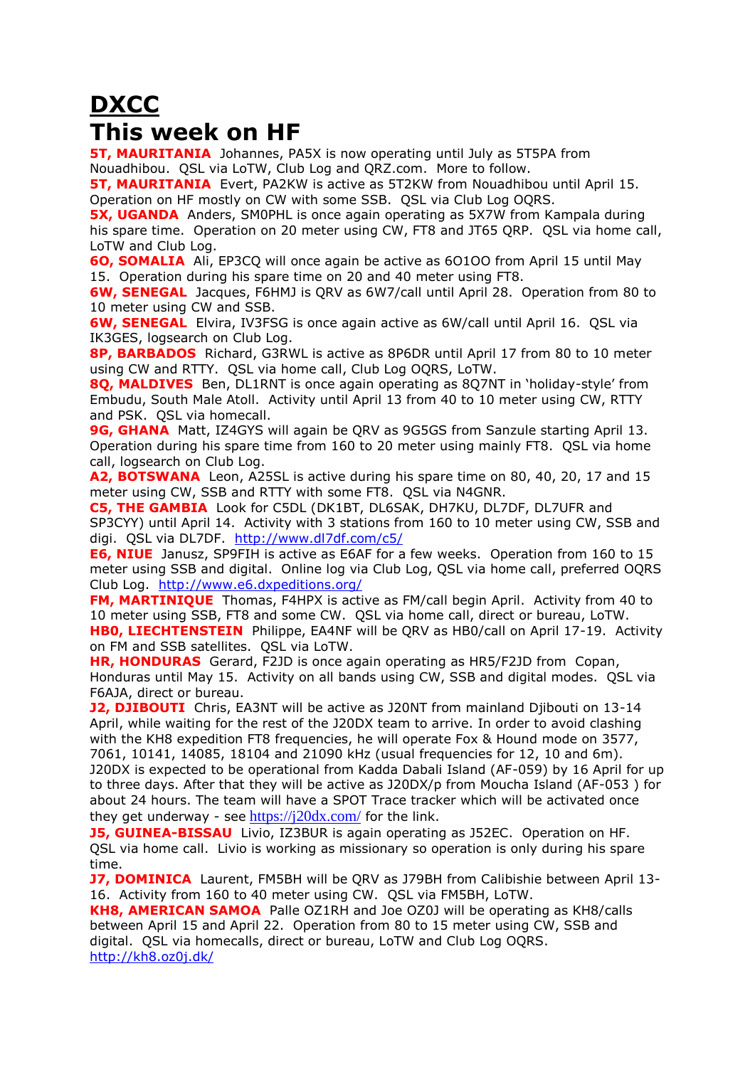# DXCC

# This week on HF

**5T, MAURITANIA** Johannes, PA5X is now operating until July as 5T5PA from Nouadhibou. QSL via LoTW, Club Log and QRZ.com. More to follow.

**5T, MAURITANIA** Evert, PA2KW is active as 5T2KW from Nouadhibou until April 15. Operation on HF mostly on CW with some SSB. QSL via Club Log OQRS.

**5X, UGANDA** Anders, SM0PHL is once again operating as 5X7W from Kampala during his spare time. Operation on 20 meter using CW, FT8 and JT65 QRP. QSL via home call, LoTW and Club Log.

**6O, SOMALIA** Ali, EP3CQ will once again be active as 6O1OO from April 15 until May 15. Operation during his spare time on 20 and 40 meter using FT8.

**6W, SENEGAL** Jacques, F6HMJ is QRV as 6W7/call until April 28. Operation from 80 to 10 meter using CW and SSB.

**6W, SENEGAL** Elvira, IV3FSG is once again active as 6W/call until April 16. QSL via IK3GES, logsearch on Club Log.

**8P, BARBADOS** Richard, G3RWL is active as 8P6DR until April 17 from 80 to 10 meter using CW and RTTY. QSL via home call, Club Log OQRS, LoTW.

**8Q, MALDIVES** Ben, DL1RNT is once again operating as 8Q7NT in 'holiday-style' from Embudu, South Male Atoll. Activity until April 13 from 40 to 10 meter using CW, RTTY and PSK. QSL via homecall.

**9G, GHANA** Matt, IZ4GYS will again be QRV as 9G5GS from Sanzule starting April 13. Operation during his spare time from 160 to 20 meter using mainly FT8. QSL via home call, logsearch on Club Log.

**A2, BOTSWANA** Leon, A25SL is active during his spare time on 80, 40, 20, 17 and 15 meter using CW, SSB and RTTY with some FT8. QSL via N4GNR.

**C5, THE GAMBIA** Look for C5DL (DK1BT, DL6SAK, DH7KU, DL7DF, DL7UFR and SP3CYY) until April 14. Activity with 3 stations from 160 to 10 meter using CW, SSB and digi. QSL via DL7DF. http://www.dl7df.com/c5/

**E6, NIUE** Janusz, SP9FIH is active as E6AF for a few weeks. Operation from 160 to 15 meter using SSB and digital. Online log via Club Log, QSL via home call, preferred OQRS Club Log. http://www.e6.dxpeditions.org/

**FM, MARTINIQUE** Thomas, F4HPX is active as FM/call begin April. Activity from 40 to 10 meter using SSB, FT8 and some CW. QSL via home call, direct or bureau, LoTW.

**HB0, LIECHTENSTEIN** Philippe, EA4NF will be QRV as HB0/call on April 17-19. Activity on FM and SSB satellites. QSL via LoTW.

**HR, HONDURAS** Gerard, F2JD is once again operating as HR5/F2JD from Copan, Honduras until May 15. Activity on all bands using CW, SSB and digital modes. QSL via F6AJA, direct or bureau.

**J2, DJIBOUTI** Chris, EA3NT will be active as J20NT from mainland Djibouti on 13-14 April, while waiting for the rest of the J20DX team to arrive. In order to avoid clashing with the KH8 expedition FT8 frequencies, he will operate Fox & Hound mode on 3577, 7061, 10141, 14085, 18104 and 21090 kHz (usual frequencies for 12, 10 and 6m). J20DX is expected to be operational from Kadda Dabali Island (AF-059) by 16 April for up to three days. After that they will be active as J20DX/p from Moucha Island (AF-053 ) for about 24 hours. The team will have a SPOT Trace tracker which will be activated once they get underway - see https://j20dx.com/ for the link.

**J5, GUINEA-BISSAU** Livio, IZ3BUR is again operating as J52EC. Operation on HF. QSL via home call. Livio is working as missionary so operation is only during his spare time.

**J7, DOMINICA** Laurent, FM5BH will be QRV as J79BH from Calibishie between April 13-16. Activity from 160 to 40 meter using CW. QSL via FM5BH, LoTW.

**KH8, AMERICAN SAMOA** Palle OZ1RH and Joe OZ0J will be operating as KH8/calls between April 15 and April 22. Operation from 80 to 15 meter using CW, SSB and digital. QSL via homecalls, direct or bureau, LoTW and Club Log OQRS. http://kh8.oz0j.dk/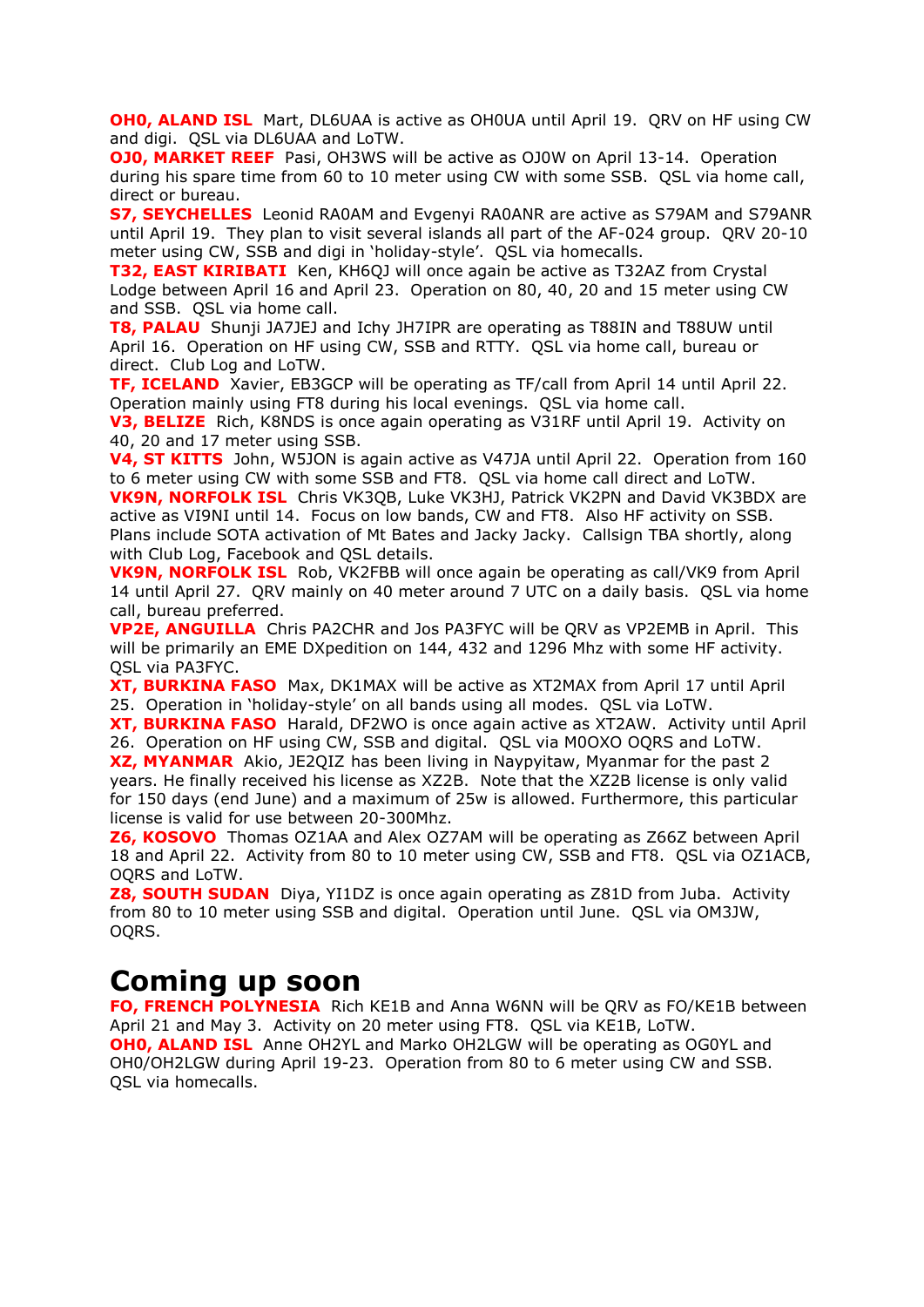**OH0, ALAND ISL** Mart, DL6UAA is active as OH0UA until April 19. QRV on HF using CW and digi. QSL via DL6UAA and LoTW.

**OJ0, MARKET REEF** Pasi, OH3WS will be active as OJ0W on April 13-14. Operation during his spare time from 60 to 10 meter using CW with some SSB. QSL via home call, direct or bureau.

**S7, SEYCHELLES** Leonid RA0AM and Evgenyi RA0ANR are active as S79AM and S79ANR until April 19. They plan to visit several islands all part of the AF-024 group. QRV 20-10 meter using CW, SSB and digi in 'holiday-style'. QSL via homecalls.

**T32, EAST KIRIBATI** Ken, KH6QJ will once again be active as T32AZ from Crystal Lodge between April 16 and April 23. Operation on 80, 40, 20 and 15 meter using CW and SSB. QSL via home call.

**T8, PALAU** Shunji JA7JEJ and Ichy JH7IPR are operating as T88IN and T88UW until April 16. Operation on HF using CW, SSB and RTTY. QSL via home call, bureau or direct. Club Log and LoTW.

**TF, ICELAND** Xavier, EB3GCP will be operating as TF/call from April 14 until April 22. Operation mainly using FT8 during his local evenings. QSL via home call.

**V3, BELIZE** Rich, K8NDS is once again operating as V31RF until April 19. Activity on 40, 20 and 17 meter using SSB.

**V4, ST KITTS** John, W5JON is again active as V47JA until April 22. Operation from 160 to 6 meter using CW with some SSB and FT8. QSL via home call direct and LoTW.

**VK9N, NORFOLK ISL** Chris VK3QB, Luke VK3HJ, Patrick VK2PN and David VK3BDX are active as VI9NI until 14. Focus on low bands, CW and FT8. Also HF activity on SSB. Plans include SOTA activation of Mt Bates and Jacky Jacky. Callsign TBA shortly, along with Club Log, Facebook and QSL details.

**VK9N, NORFOLK ISL** Rob, VK2FBB will once again be operating as call/VK9 from April 14 until April 27. QRV mainly on 40 meter around 7 UTC on a daily basis. QSL via home call, bureau preferred.

**VP2E, ANGUILLA** Chris PA2CHR and Jos PA3FYC will be QRV as VP2EMB in April. This will be primarily an EME DXpedition on 144, 432 and 1296 Mhz with some HF activity. QSL via PA3FYC.

**XT, BURKINA FASO** Max, DK1MAX will be active as XT2MAX from April 17 until April 25. Operation in 'holiday-style' on all bands using all modes. QSL via LoTW.

**XT, BURKINA FASO** Harald, DF2WO is once again active as XT2AW. Activity until April 26. Operation on HF using CW, SSB and digital. QSL via M0OXO OQRS and LoTW.

**XZ, MYANMAR** Akio, JE2QIZ has been living in Naypyitaw, Myanmar for the past 2 years. He finally received his license as XZ2B. Note that the XZ2B license is only valid for 150 days (end June) and a maximum of 25w is allowed. Furthermore, this particular license is valid for use between 20-300Mhz.

**Z6, KOSOVO** Thomas OZ1AA and Alex OZ7AM will be operating as Z66Z between April 18 and April 22. Activity from 80 to 10 meter using CW, SSB and FT8. QSL via OZ1ACB, OQRS and LoTW.

**Z8, SOUTH SUDAN** Diya, YI1DZ is once again operating as Z81D from Juba. Activity from 80 to 10 meter using SSB and digital. Operation until June. QSL via OM3JW, OQRS.

# Coming up soon

**FO, FRENCH POLYNESIA** Rich KE1B and Anna W6NN will be QRV as FO/KE1B between April 21 and May 3. Activity on 20 meter using FT8. QSL via KE1B, LoTW.

**OH0, ALAND ISL** Anne OH2YL and Marko OH2LGW will be operating as OG0YL and OH0/OH2LGW during April 19-23. Operation from 80 to 6 meter using CW and SSB. QSL via homecalls.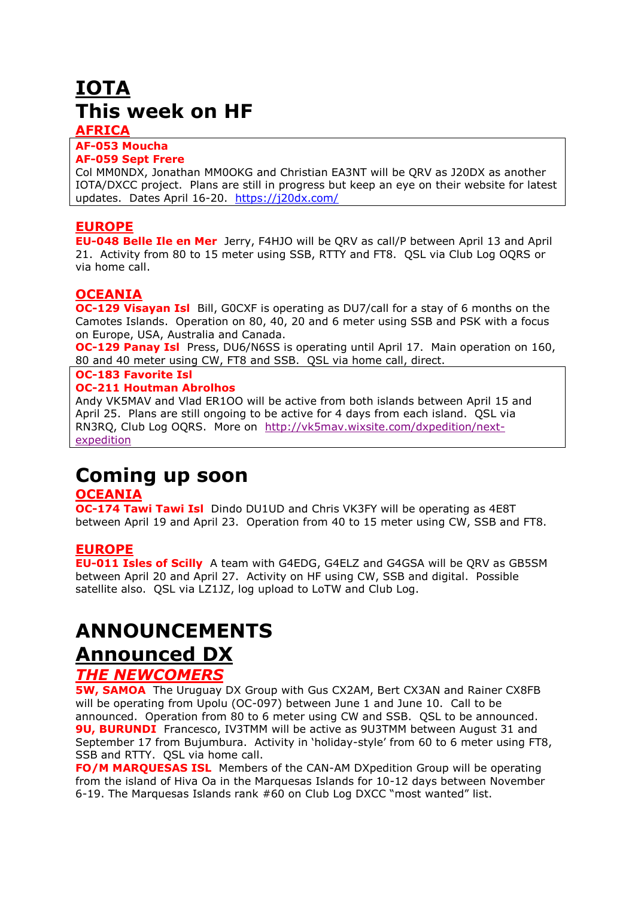# IOTA

# This week on HF

## AFRICA

**AF-053 Moucha**
**AF-059 Sept Frere**
Col MM0NDX, Jonathan MM0OKG and Christian EA3NT will be QRV as J20DX as another IOTA/DXCC project. Plans are still in progress but keep an eye on their website for latest updates. Dates April 16-20. https://j20dx.com/

## EUROPE

**EU-048 Belle Ile en Mer** Jerry, F4HJO will be QRV as call/P between April 13 and April 21. Activity from 80 to 15 meter using SSB, RTTY and FT8. QSL via Club Log OQRS or via home call.

## OCEANIA

**OC-129 Visayan Isl** Bill, G0CXF is operating as DU7/call for a stay of 6 months on the Camotes Islands. Operation on 80, 40, 20 and 6 meter using SSB and PSK with a focus on Europe, USA, Australia and Canada.
**OC-129 Panay Isl** Press, DU6/N6SS is operating until April 17. Main operation on 160, 80 and 40 meter using CW, FT8 and SSB. QSL via home call, direct.

**OC-183 Favorite Isl**
**OC-211 Houtman Abrolhos**
Andy VK5MAV and Vlad ER1OO will be active from both islands between April 15 and April 25. Plans are still ongoing to be active for 4 days from each island. QSL via RN3RQ, Club Log OQRS. More on http://vk5mav.wixsite.com/dxpedition/next-expedition

# Coming up soon

## OCEANIA

**OC-174 Tawi Tawi Isl** Dindo DU1UD and Chris VK3FY will be operating as 4E8T between April 19 and April 23. Operation from 40 to 15 meter using CW, SSB and FT8.

## EUROPE

**EU-011 Isles of Scilly** A team with G4EDG, G4ELZ and G4GSA will be QRV as GB5SM between April 20 and April 27. Activity on HF using CW, SSB and digital. Possible satellite also. QSL via LZ1JZ, log upload to LoTW and Club Log.

# ANNOUNCEMENTS

# Announced DX

## *THE NEWCOMERS*

**5W, SAMOA** The Uruguay DX Group with Gus CX2AM, Bert CX3AN and Rainer CX8FB will be operating from Upolu (OC-097) between June 1 and June 10. Call to be announced. Operation from 80 to 6 meter using CW and SSB. QSL to be announced.
**9U, BURUNDI** Francesco, IV3TMM will be active as 9U3TMM between August 31 and September 17 from Bujumbura. Activity in 'holiday-style' from 60 to 6 meter using FT8, SSB and RTTY. QSL via home call.
**FO/M MARQUESAS ISL** Members of the CAN-AM DXpedition Group will be operating from the island of Hiva Oa in the Marquesas Islands for 10-12 days between November 6-19. The Marquesas Islands rank #60 on Club Log DXCC "most wanted" list.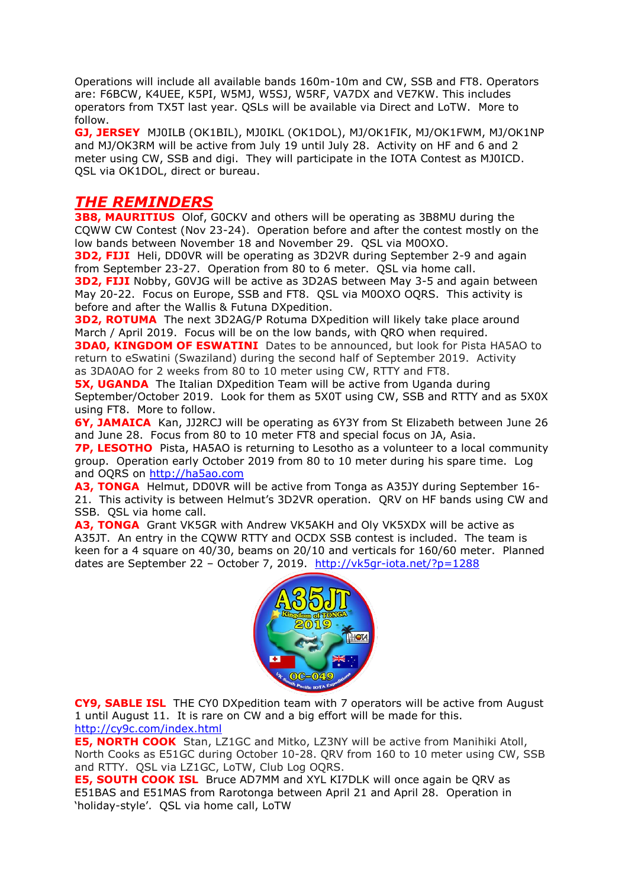Operations will include all available bands 160m-10m and CW, SSB and FT8. Operators are: F6BCW, K4UEE, K5PI, W5MJ, W5SJ, W5RF, VA7DX and VE7KW. This includes operators from TX5T last year. QSLs will be available via Direct and LoTW. More to follow.

**GJ, JERSEY** MJ0ILB (OK1BIL), MJ0IKL (OK1DOL), MJ/OK1FIK, MJ/OK1FWM, MJ/OK1NP and MJ/OK3RM will be active from July 19 until July 28. Activity on HF and 6 and 2 meter using CW, SSB and digi. They will participate in the IOTA Contest as MJ0ICD. QSL via OK1DOL, direct or bureau.

## *THE REMINDERS*

**3B8, MAURITIUS** Olof, G0CKV and others will be operating as 3B8MU during the CQWW CW Contest (Nov 23-24). Operation before and after the contest mostly on the low bands between November 18 and November 29. QSL via M0OXO.

**3D2, FIJI** Heli, DD0VR will be operating as 3D2VR during September 2-9 and again from September 23-27. Operation from 80 to 6 meter. QSL via home call.

**3D2, FIJI** Nobby, G0VJG will be active as 3D2AS between May 3-5 and again between May 20-22. Focus on Europe, SSB and FT8. QSL via M0OXO OQRS. This activity is before and after the Wallis & Futuna DXpedition.

**3D2, ROTUMA** The next 3D2AG/P Rotuma DXpedition will likely take place around March / April 2019. Focus will be on the low bands, with QRO when required.

**3DA0, KINGDOM OF ESWATINI** Dates to be announced, but look for Pista HA5AO to return to eSwatini (Swaziland) during the second half of September 2019. Activity as 3DA0AO for 2 weeks from 80 to 10 meter using CW, RTTY and FT8.

**5X, UGANDA** The Italian DXpedition Team will be active from Uganda during September/October 2019. Look for them as 5X0T using CW, SSB and RTTY and as 5X0X using FT8. More to follow.

**6Y, JAMAICA** Kan, JJ2RCJ will be operating as 6Y3Y from St Elizabeth between June 26 and June 28. Focus from 80 to 10 meter FT8 and special focus on JA, Asia.

**7P, LESOTHO** Pista, HA5AO is returning to Lesotho as a volunteer to a local community group. Operation early October 2019 from 80 to 10 meter during his spare time. Log and OQRS on http://ha5ao.com

**A3, TONGA** Helmut, DD0VR will be active from Tonga as A35JY during September 16-21. This activity is between Helmut's 3D2VR operation. QRV on HF bands using CW and SSB. QSL via home call.

**A3, TONGA** Grant VK5GR with Andrew VK5AKH and Oly VK5XDX will be active as A35JT. An entry in the CQWW RTTY and OCDX SSB contest is included. The team is keen for a 4 square on 40/30, beams on 20/10 and verticals for 160/60 meter. Planned dates are September 22 – October 7, 2019. http://vk5gr-iota.net/?p=1288

**CY9, SABLE ISL** THE CY0 DXpedition team with 7 operators will be active from August 1 until August 11. It is rare on CW and a big effort will be made for this. http://cy9c.com/index.html

**E5, NORTH COOK** Stan, LZ1GC and Mitko, LZ3NY will be active from Manihiki Atoll, North Cooks as E51GC during October 10-28. QRV from 160 to 10 meter using CW, SSB and RTTY. QSL via LZ1GC, LoTW, Club Log OQRS.

**E5, SOUTH COOK ISL** Bruce AD7MM and XYL KI7DLK will once again be QRV as E51BAS and E51MAS from Rarotonga between April 21 and April 28. Operation in 'holiday-style'. QSL via home call, LoTW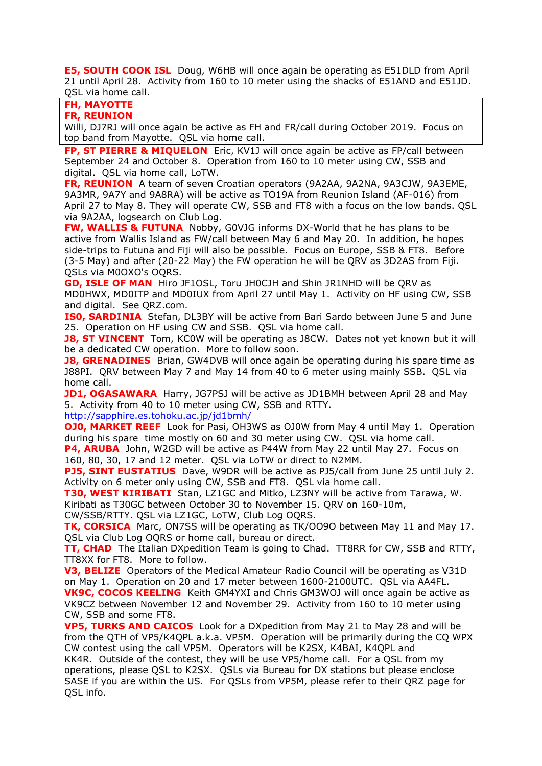**E5, SOUTH COOK ISL** Doug, W6HB will once again be operating as E51DLD from April 21 until April 28. Activity from 160 to 10 meter using the shacks of E51AND and E51JD. QSL via home call.

**FH, MAYOTTE**
**FR, REUNION**
Willi, DJ7RJ will once again be active as FH and FR/call during October 2019. Focus on top band from Mayotte. QSL via home call.

**FP, ST PIERRE & MIQUELON** Eric, KV1J will once again be active as FP/call between September 24 and October 8. Operation from 160 to 10 meter using CW, SSB and digital. QSL via home call, LoTW.

**FR, REUNION** A team of seven Croatian operators (9A2AA, 9A2NA, 9A3CJW, 9A3EME, 9A3MR, 9A7Y and 9A8RA) will be active as TO19A from Reunion Island (AF-016) from April 27 to May 8. They will operate CW, SSB and FT8 with a focus on the low bands. QSL via 9A2AA, logsearch on Club Log.

**FW, WALLIS & FUTUNA** Nobby, G0VJG informs DX-World that he has plans to be active from Wallis Island as FW/call between May 6 and May 20. In addition, he hopes side-trips to Futuna and Fiji will also be possible. Focus on Europe, SSB & FT8. Before (3-5 May) and after (20-22 May) the FW operation he will be QRV as 3D2AS from Fiji. QSLs via M0OXO's OQRS.

**GD, ISLE OF MAN** Hiro JF1OSL, Toru JH0CJH and Shin JR1NHD will be QRV as MD0HWX, MD0ITP and MD0IUX from April 27 until May 1. Activity on HF using CW, SSB and digital. See QRZ.com.

**IS0, SARDINIA** Stefan, DL3BY will be active from Bari Sardo between June 5 and June 25. Operation on HF using CW and SSB. QSL via home call.

**J8, ST VINCENT** Tom, KC0W will be operating as J8CW. Dates not yet known but it will be a dedicated CW operation. More to follow soon.

**J8, GRENADINES** Brian, GW4DVB will once again be operating during his spare time as J88PI. QRV between May 7 and May 14 from 40 to 6 meter using mainly SSB. QSL via home call.

**JD1, OGASAWARA** Harry, JG7PSJ will be active as JD1BMH between April 28 and May 5. Activity from 40 to 10 meter using CW, SSB and RTTY.
http://sapphire.es.tohoku.ac.jp/jd1bmh/

**OJ0, MARKET REEF** Look for Pasi, OH3WS as OJ0W from May 4 until May 1. Operation during his spare time mostly on 60 and 30 meter using CW. QSL via home call.

**P4, ARUBA** John, W2GD will be active as P44W from May 22 until May 27. Focus on 160, 80, 30, 17 and 12 meter. QSL via LoTW or direct to N2MM.

**PJ5, SINT EUSTATIUS** Dave, W9DR will be active as PJ5/call from June 25 until July 2. Activity on 6 meter only using CW, SSB and FT8. QSL via home call.

**T30, WEST KIRIBATI** Stan, LZ1GC and Mitko, LZ3NY will be active from Tarawa, W. Kiribati as T30GC between October 30 to November 15. QRV on 160-10m, CW/SSB/RTTY. QSL via LZ1GC, LoTW, Club Log OQRS.

**TK, CORSICA** Marc, ON7SS will be operating as TK/OO9O between May 11 and May 17. QSL via Club Log OQRS or home call, bureau or direct.

**TT, CHAD** The Italian DXpedition Team is going to Chad. TT8RR for CW, SSB and RTTY, TT8XX for FT8. More to follow.

**V3, BELIZE** Operators of the Medical Amateur Radio Council will be operating as V31D on May 1. Operation on 20 and 17 meter between 1600-2100UTC. QSL via AA4FL.

**VK9C, COCOS KEELING** Keith GM4YXI and Chris GM3WOJ will once again be active as VK9CZ between November 12 and November 29. Activity from 160 to 10 meter using CW, SSB and some FT8.

**VP5, TURKS AND CAICOS** Look for a DXpedition from May 21 to May 28 and will be from the QTH of VP5/K4QPL a.k.a. VP5M. Operation will be primarily during the CQ WPX CW contest using the call VP5M. Operators will be K2SX, K4BAI, K4QPL and KK4R. Outside of the contest, they will be use VP5/home call. For a QSL from my operations, please QSL to K2SX. QSLs via Bureau for DX stations but please enclose SASE if you are within the US. For QSLs from VP5M, please refer to their QRZ page for QSL info.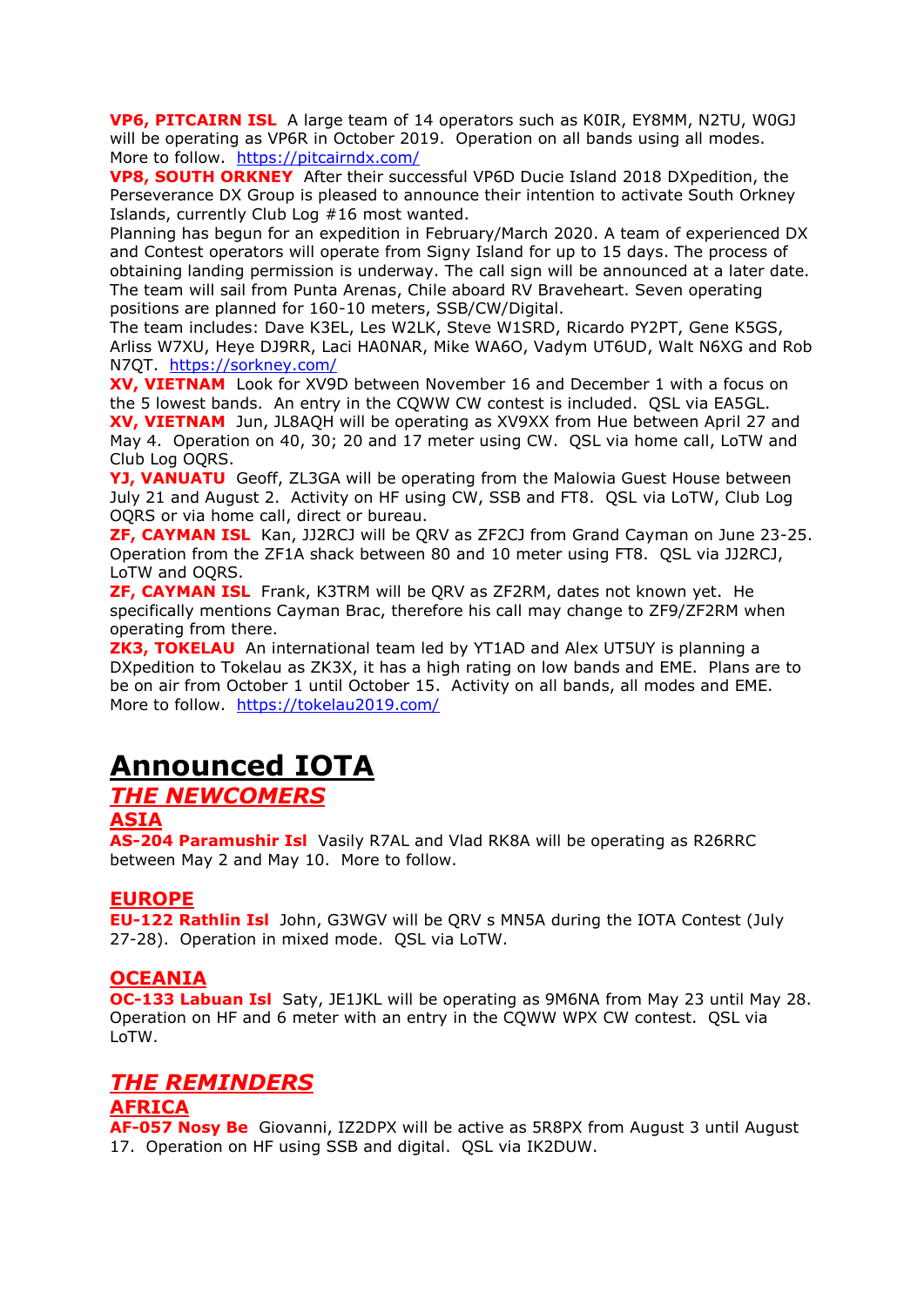**VP6, PITCAIRN ISL** A large team of 14 operators such as K0IR, EY8MM, N2TU, W0GJ will be operating as VP6R in October 2019. Operation on all bands using all modes. More to follow. https://pitcairndx.com/

**VP8, SOUTH ORKNEY** After their successful VP6D Ducie Island 2018 DXpedition, the Perseverance DX Group is pleased to announce their intention to activate South Orkney Islands, currently Club Log #16 most wanted.

Planning has begun for an expedition in February/March 2020. A team of experienced DX and Contest operators will operate from Signy Island for up to 15 days. The process of obtaining landing permission is underway. The call sign will be announced at a later date. The team will sail from Punta Arenas, Chile aboard RV Braveheart. Seven operating positions are planned for 160-10 meters, SSB/CW/Digital.

The team includes: Dave K3EL, Les W2LK, Steve W1SRD, Ricardo PY2PT, Gene K5GS, Arliss W7XU, Heye DJ9RR, Laci HA0NAR, Mike WA6O, Vadym UT6UD, Walt N6XG and Rob N7QT. https://sorkney.com/

**XV, VIETNAM** Look for XV9D between November 16 and December 1 with a focus on the 5 lowest bands. An entry in the CQWW CW contest is included. QSL via EA5GL.

**XV, VIETNAM** Jun, JL8AQH will be operating as XV9XX from Hue between April 27 and May 4. Operation on 40, 30; 20 and 17 meter using CW. QSL via home call, LoTW and Club Log OQRS.

**YJ, VANUATU** Geoff, ZL3GA will be operating from the Malowia Guest House between July 21 and August 2. Activity on HF using CW, SSB and FT8. QSL via LoTW, Club Log OQRS or via home call, direct or bureau.

**ZF, CAYMAN ISL** Kan, JJ2RCJ will be QRV as ZF2CJ from Grand Cayman on June 23-25. Operation from the ZF1A shack between 80 and 10 meter using FT8. QSL via JJ2RCJ, LoTW and OQRS.

**ZF, CAYMAN ISL** Frank, K3TRM will be QRV as ZF2RM, dates not known yet. He specifically mentions Cayman Brac, therefore his call may change to ZF9/ZF2RM when operating from there.

**ZK3, TOKELAU** An international team led by YT1AD and Alex UT5UY is planning a DXpedition to Tokelau as ZK3X, it has a high rating on low bands and EME. Plans are to be on air from October 1 until October 15. Activity on all bands, all modes and EME. More to follow. https://tokelau2019.com/

# Announced IOTA

## *THE NEWCOMERS*

### ASIA

**AS-204 Paramushir Isl** Vasily R7AL and Vlad RK8A will be operating as R26RRC between May 2 and May 10. More to follow.

### EUROPE

**EU-122 Rathlin Isl** John, G3WGV will be QRV s MN5A during the IOTA Contest (July 27-28). Operation in mixed mode. QSL via LoTW.

### OCEANIA

**OC-133 Labuan Isl** Saty, JE1JKL will be operating as 9M6NA from May 23 until May 28. Operation on HF and 6 meter with an entry in the CQWW WPX CW contest. QSL via LoTW.

## *THE REMINDERS*

### AFRICA

**AF-057 Nosy Be** Giovanni, IZ2DPX will be active as 5R8PX from August 3 until August 17. Operation on HF using SSB and digital. QSL via IK2DUW.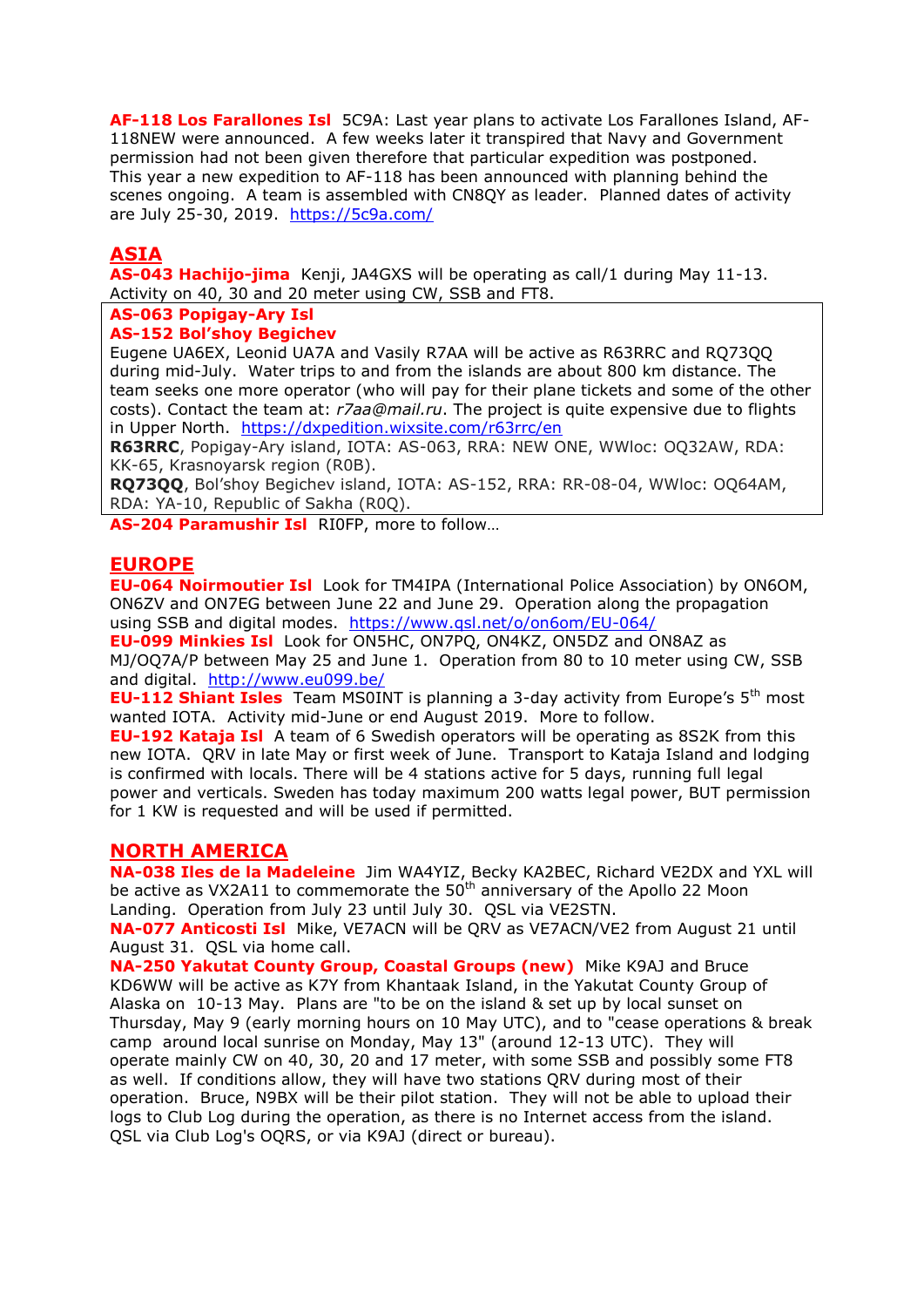**AF-118 Los Farallones Isl** 5C9A: Last year plans to activate Los Farallones Island, AF-118NEW were announced. A few weeks later it transpired that Navy and Government permission had not been given therefore that particular expedition was postponed. This year a new expedition to AF-118 has been announced with planning behind the scenes ongoing. A team is assembled with CN8QY as leader. Planned dates of activity are July 25-30, 2019. https://5c9a.com/

## ASIA

**AS-043 Hachijo-jima** Kenji, JA4GXS will be operating as call/1 during May 11-13. Activity on 40, 30 and 20 meter using CW, SSB and FT8.

**AS-063 Popigay-Ary Isl**
**AS-152 Bol'shoy Begichev**
Eugene UA6EX, Leonid UA7A and Vasily R7AA will be active as R63RRC and RQ73QQ during mid-July. Water trips to and from the islands are about 800 km distance. The team seeks one more operator (who will pay for their plane tickets and some of the other costs). Contact the team at: *r7aa@mail.ru*. The project is quite expensive due to flights in Upper North. https://dxpedition.wixsite.com/r63rrc/en
**R63RRC**, Popigay-Ary island, IOTA: AS-063, RRA: NEW ONE, WWloc: OQ32AW, RDA: KK-65, Krasnoyarsk region (R0B).
**RQ73QQ**, Bol'shoy Begichev island, IOTA: AS-152, RRA: RR-08-04, WWloc: OQ64AM, RDA: YA-10, Republic of Sakha (R0Q).

**AS-204 Paramushir Isl** RI0FP, more to follow…

## EUROPE

**EU-064 Noirmoutier Isl** Look for TM4IPA (International Police Association) by ON6OM, ON6ZV and ON7EG between June 22 and June 29. Operation along the propagation using SSB and digital modes. https://www.qsl.net/o/on6om/EU-064/

**EU-099 Minkies Isl** Look for ON5HC, ON7PQ, ON4KZ, ON5DZ and ON8AZ as MJ/OQ7A/P between May 25 and June 1. Operation from 80 to 10 meter using CW, SSB and digital. http://www.eu099.be/

**EU-112 Shiant Isles** Team MS0INT is planning a 3-day activity from Europe's 5th most wanted IOTA. Activity mid-June or end August 2019. More to follow.

**EU-192 Kataja Isl** A team of 6 Swedish operators will be operating as 8S2K from this new IOTA. QRV in late May or first week of June. Transport to Kataja Island and lodging is confirmed with locals. There will be 4 stations active for 5 days, running full legal power and verticals. Sweden has today maximum 200 watts legal power, BUT permission for 1 KW is requested and will be used if permitted.

## NORTH AMERICA

**NA-038 Iles de la Madeleine** Jim WA4YIZ, Becky KA2BEC, Richard VE2DX and YXL will be active as VX2A11 to commemorate the 50th anniversary of the Apollo 22 Moon Landing. Operation from July 23 until July 30. QSL via VE2STN.

**NA-077 Anticosti Isl** Mike, VE7ACN will be QRV as VE7ACN/VE2 from August 21 until August 31. QSL via home call.

**NA-250 Yakutat County Group, Coastal Groups (new)** Mike K9AJ and Bruce KD6WW will be active as K7Y from Khantaak Island, in the Yakutat County Group of Alaska on 10-13 May. Plans are "to be on the island & set up by local sunset on Thursday, May 9 (early morning hours on 10 May UTC), and to "cease operations & break camp around local sunrise on Monday, May 13" (around 12-13 UTC). They will operate mainly CW on 40, 30, 20 and 17 meter, with some SSB and possibly some FT8 as well. If conditions allow, they will have two stations QRV during most of their operation. Bruce, N9BX will be their pilot station. They will not be able to upload their logs to Club Log during the operation, as there is no Internet access from the island. QSL via Club Log's OQRS, or via K9AJ (direct or bureau).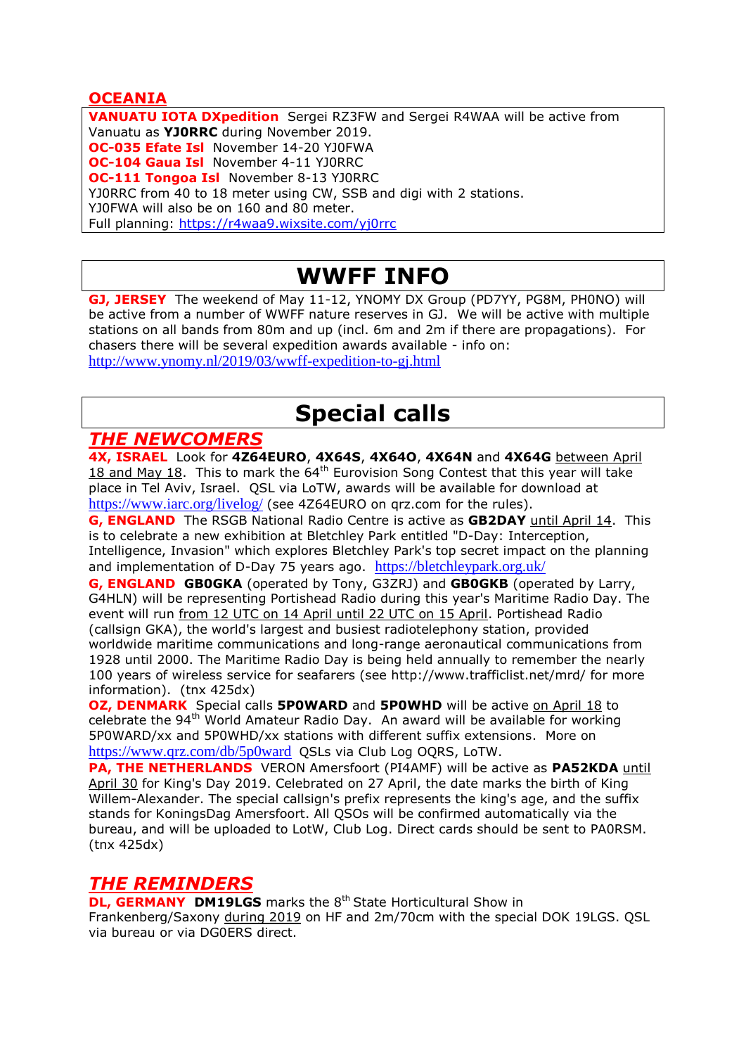## OCEANIA

**VANUATU IOTA DXpedition** Sergei RZ3FW and Sergei R4WAA will be active from Vanuatu as **YJ0RRC** during November 2019.
**OC-035 Efate Isl** November 14-20 YJ0FWA
**OC-104 Gaua Isl** November 4-11 YJ0RRC
**OC-111 Tongoa Isl** November 8-13 YJ0RRC
YJ0RRC from 40 to 18 meter using CW, SSB and digi with 2 stations.
YJ0FWA will also be on 160 and 80 meter.
Full planning: https://r4waa9.wixsite.com/yj0rrc

# WWFF INFO

**GJ, JERSEY** The weekend of May 11-12, YNOMY DX Group (PD7YY, PG8M, PH0NO) will be active from a number of WWFF nature reserves in GJ. We will be active with multiple stations on all bands from 80m and up (incl. 6m and 2m if there are propagations). For chasers there will be several expedition awards available - info on: http://www.ynomy.nl/2019/03/wwff-expedition-to-gj.html

# Special calls

## *THE NEWCOMERS*

**4X, ISRAEL** Look for **4Z64EURO**, **4X64S**, **4X64O**, **4X64N** and **4X64G** between April 18 and May 18. This to mark the 64th Eurovision Song Contest that this year will take place in Tel Aviv, Israel. QSL via LoTW, awards will be available for download at https://www.iarc.org/livelog/ (see 4Z64EURO on qrz.com for the rules).

**G, ENGLAND** The RSGB National Radio Centre is active as **GB2DAY** until April 14. This is to celebrate a new exhibition at Bletchley Park entitled "D-Day: Interception, Intelligence, Invasion" which explores Bletchley Park's top secret impact on the planning and implementation of D-Day 75 years ago. https://bletchleypark.org.uk/

**G, ENGLAND** **GB0GKA** (operated by Tony, G3ZRJ) and **GB0GKB** (operated by Larry, G4HLN) will be representing Portishead Radio during this year's Maritime Radio Day. The event will run from 12 UTC on 14 April until 22 UTC on 15 April. Portishead Radio (callsign GKA), the world's largest and busiest radiotelephony station, provided worldwide maritime communications and long-range aeronautical communications from 1928 until 2000. The Maritime Radio Day is being held annually to remember the nearly 100 years of wireless service for seafarers (see http://www.trafficlist.net/mrd/ for more information). (tnx 425dx)

**OZ, DENMARK** Special calls **5P0WARD** and **5P0WHD** will be active on April 18 to celebrate the 94th World Amateur Radio Day. An award will be available for working 5P0WARD/xx and 5P0WHD/xx stations with different suffix extensions. More on https://www.qrz.com/db/5p0ward QSLs via Club Log OQRS, LoTW.

**PA, THE NETHERLANDS** VERON Amersfoort (PI4AMF) will be active as **PA52KDA** until April 30 for King's Day 2019. Celebrated on 27 April, the date marks the birth of King Willem-Alexander. The special callsign's prefix represents the king's age, and the suffix stands for KoningsDag Amersfoort. All QSOs will be confirmed automatically via the bureau, and will be uploaded to LotW, Club Log. Direct cards should be sent to PA0RSM. (tnx 425dx)

## *THE REMINDERS*

**DL, GERMANY** **DM19LGS** marks the 8th State Horticultural Show in Frankenberg/Saxony during 2019 on HF and 2m/70cm with the special DOK 19LGS. QSL via bureau or via DG0ERS direct.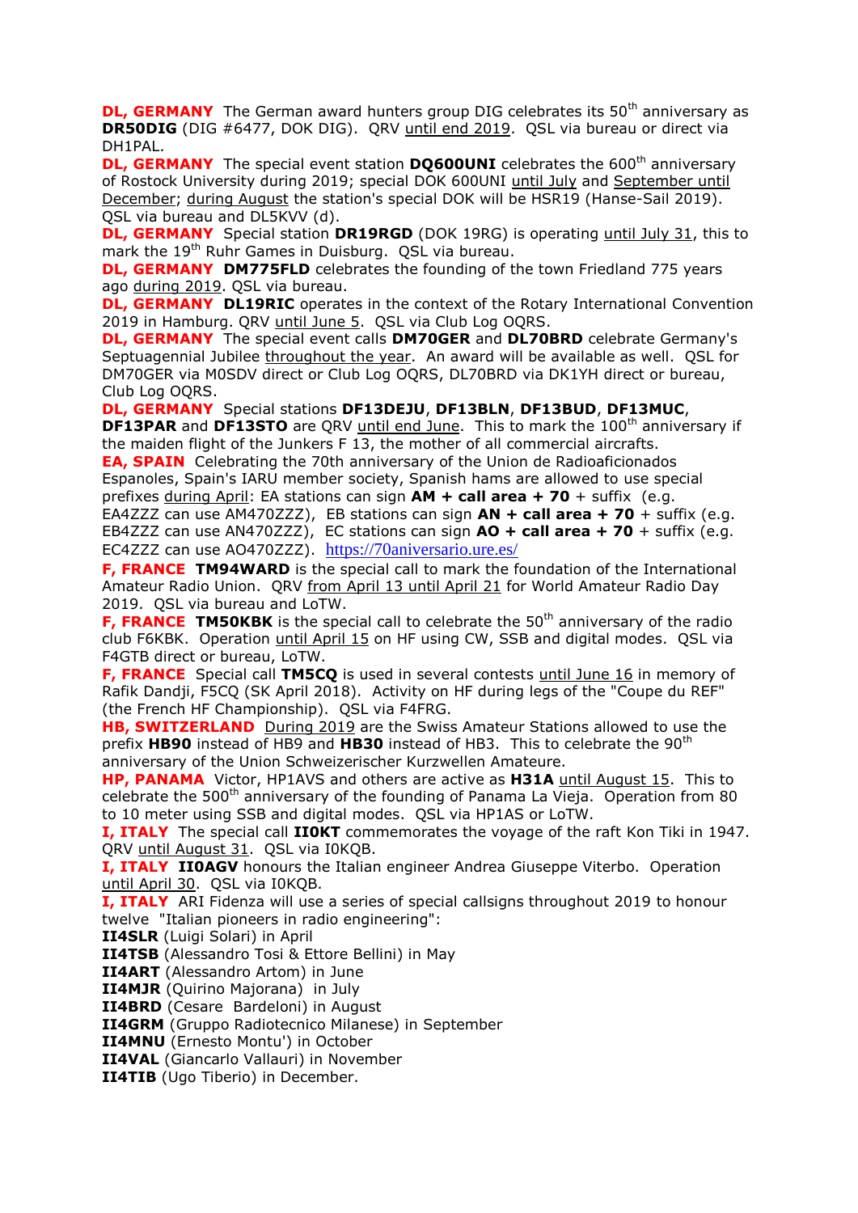**DL, GERMANY** The German award hunters group DIG celebrates its 50th anniversary as **DR50DIG** (DIG #6477, DOK DIG). QRV until end 2019. QSL via bureau or direct via DH1PAL.

**DL, GERMANY** The special event station **DQ600UNI** celebrates the 600th anniversary of Rostock University during 2019; special DOK 600UNI until July and September until December; during August the station's special DOK will be HSR19 (Hanse-Sail 2019). QSL via bureau and DL5KVV (d).

**DL, GERMANY** Special station **DR19RGD** (DOK 19RG) is operating until July 31, this to mark the 19th Ruhr Games in Duisburg. QSL via bureau.

**DL, GERMANY** **DM775FLD** celebrates the founding of the town Friedland 775 years ago during 2019. QSL via bureau.

**DL, GERMANY** **DL19RIC** operates in the context of the Rotary International Convention 2019 in Hamburg. QRV until June 5. QSL via Club Log OQRS.

**DL, GERMANY** The special event calls **DM70GER** and **DL70BRD** celebrate Germany's Septuagennial Jubilee throughout the year. An award will be available as well. QSL for DM70GER via M0SDV direct or Club Log OQRS, DL70BRD via DK1YH direct or bureau, Club Log OQRS.

**DL, GERMANY** Special stations **DF13DEJU**, **DF13BLN**, **DF13BUD**, **DF13MUC**, **DF13PAR** and **DF13STO** are QRV until end June. This to mark the 100th anniversary if the maiden flight of the Junkers F 13, the mother of all commercial aircrafts.

**EA, SPAIN** Celebrating the 70th anniversary of the Union de Radioaficionados Espanoles, Spain's IARU member society, Spanish hams are allowed to use special prefixes during April: EA stations can sign **AM + call area + 70** + suffix (e.g. EA4ZZZ can use AM470ZZZ), EB stations can sign **AN + call area + 70** + suffix (e.g. EB4ZZZ can use AN470ZZZ), EC stations can sign **AO + call area + 70** + suffix (e.g. EC4ZZZ can use AO470ZZZ). https://70aniversario.ure.es/

**F, FRANCE** **TM94WARD** is the special call to mark the foundation of the International Amateur Radio Union. QRV from April 13 until April 21 for World Amateur Radio Day 2019. QSL via bureau and LoTW.

**F, FRANCE** **TM50KBK** is the special call to celebrate the 50th anniversary of the radio club F6KBK. Operation until April 15 on HF using CW, SSB and digital modes. QSL via F4GTB direct or bureau, LoTW.

**F, FRANCE** Special call **TM5CQ** is used in several contests until June 16 in memory of Rafik Dandji, F5CQ (SK April 2018). Activity on HF during legs of the "Coupe du REF" (the French HF Championship). QSL via F4FRG.

**HB, SWITZERLAND** During 2019 are the Swiss Amateur Stations allowed to use the prefix **HB90** instead of HB9 and **HB30** instead of HB3. This to celebrate the 90th anniversary of the Union Schweizerischer Kurzwellen Amateure.

**HP, PANAMA** Victor, HP1AVS and others are active as **H31A** until August 15. This to celebrate the 500th anniversary of the founding of Panama La Vieja. Operation from 80 to 10 meter using SSB and digital modes. QSL via HP1AS or LoTW.

**I, ITALY** The special call **II0KT** commemorates the voyage of the raft Kon Tiki in 1947. QRV until August 31. QSL via I0KQB.

**I, ITALY** **II0AGV** honours the Italian engineer Andrea Giuseppe Viterbo. Operation until April 30. QSL via I0KQB.

**I, ITALY** ARI Fidenza will use a series of special callsigns throughout 2019 to honour twelve "Italian pioneers in radio engineering":
**II4SLR** (Luigi Solari) in April
**II4TSB** (Alessandro Tosi & Ettore Bellini) in May
**II4ART** (Alessandro Artom) in June
**II4MJR** (Quirino Majorana) in July
**II4BRD** (Cesare Bardeloni) in August
**II4GRM** (Gruppo Radiotecnico Milanese) in September
**II4MNU** (Ernesto Montu') in October
**II4VAL** (Giancarlo Vallauri) in November
**II4TIB** (Ugo Tiberio) in December.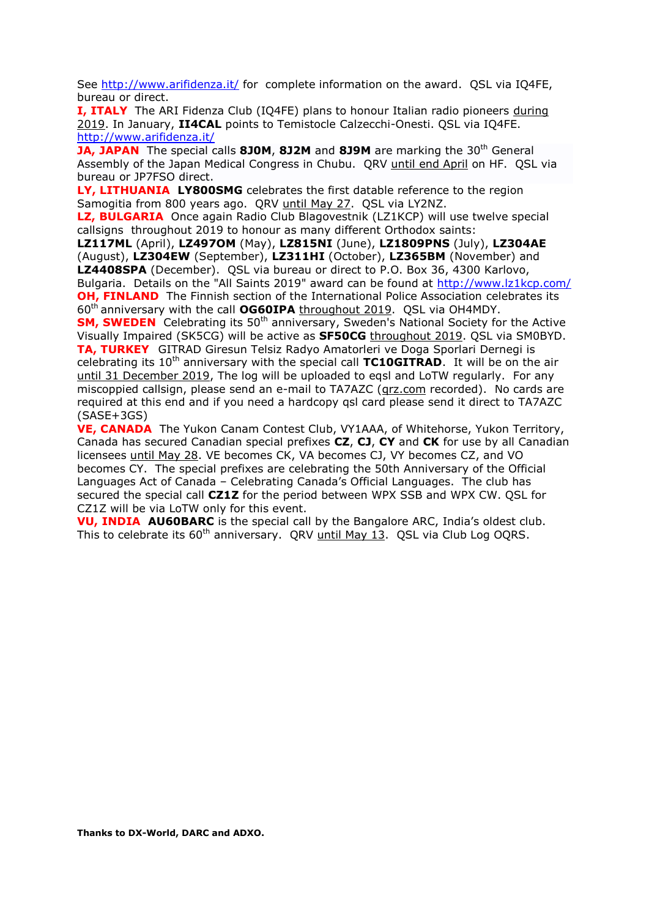See http://www.arifidenza.it/ for complete information on the award. QSL via IQ4FE, bureau or direct.

**I, ITALY** The ARI Fidenza Club (IQ4FE) plans to honour Italian radio pioneers during 2019. In January, **II4CAL** points to Temistocle Calzecchi-Onesti. QSL via IQ4FE. http://www.arifidenza.it/

**JA, JAPAN** The special calls **8J0M**, **8J2M** and **8J9M** are marking the 30th General Assembly of the Japan Medical Congress in Chubu. QRV until end April on HF. QSL via bureau or JP7FSO direct.

**LY, LITHUANIA** **LY800SMG** celebrates the first datable reference to the region Samogitia from 800 years ago. QRV until May 27. QSL via LY2NZ.

**LZ, BULGARIA** Once again Radio Club Blagovestnik (LZ1KCP) will use twelve special callsigns throughout 2019 to honour as many different Orthodox saints: **LZ117ML** (April), **LZ497OM** (May), **LZ815NI** (June), **LZ1809PNS** (July), **LZ304AE** (August), **LZ304EW** (September), **LZ311HI** (October), **LZ365BM** (November) and **LZ4408SPA** (December). QSL via bureau or direct to P.O. Box 36, 4300 Karlovo, Bulgaria. Details on the "All Saints 2019" award can be found at http://www.lz1kcp.com/

**OH, FINLAND** The Finnish section of the International Police Association celebrates its 60th anniversary with the call **OG60IPA** throughout 2019. QSL via OH4MDY.

**SM, SWEDEN** Celebrating its 50th anniversary, Sweden's National Society for the Active Visually Impaired (SK5CG) will be active as **SF50CG** throughout 2019. QSL via SM0BYD.

**TA, TURKEY** GITRAD Giresun Telsiz Radyo Amatorleri ve Doga Sporlari Dernegi is celebrating its 10th anniversary with the special call **TC10GITRAD**. It will be on the air until 31 December 2019, The log will be uploaded to eqsl and LoTW regularly. For any miscoppied callsign, please send an e-mail to TA7AZC (qrz.com recorded). No cards are required at this end and if you need a hardcopy qsl card please send it direct to TA7AZC (SASE+3GS)

**VE, CANADA** The Yukon Canam Contest Club, VY1AAA, of Whitehorse, Yukon Territory, Canada has secured Canadian special prefixes **CZ**, **CJ**, **CY** and **CK** for use by all Canadian licensees until May 28. VE becomes CK, VA becomes CJ, VY becomes CZ, and VO becomes CY. The special prefixes are celebrating the 50th Anniversary of the Official Languages Act of Canada – Celebrating Canada's Official Languages. The club has secured the special call **CZ1Z** for the period between WPX SSB and WPX CW. QSL for CZ1Z will be via LoTW only for this event.

**VU, INDIA** **AU60BARC** is the special call by the Bangalore ARC, India's oldest club. This to celebrate its 60th anniversary. QRV until May 13. QSL via Club Log OQRS.

**Thanks to DX-World, DARC and ADXO.**